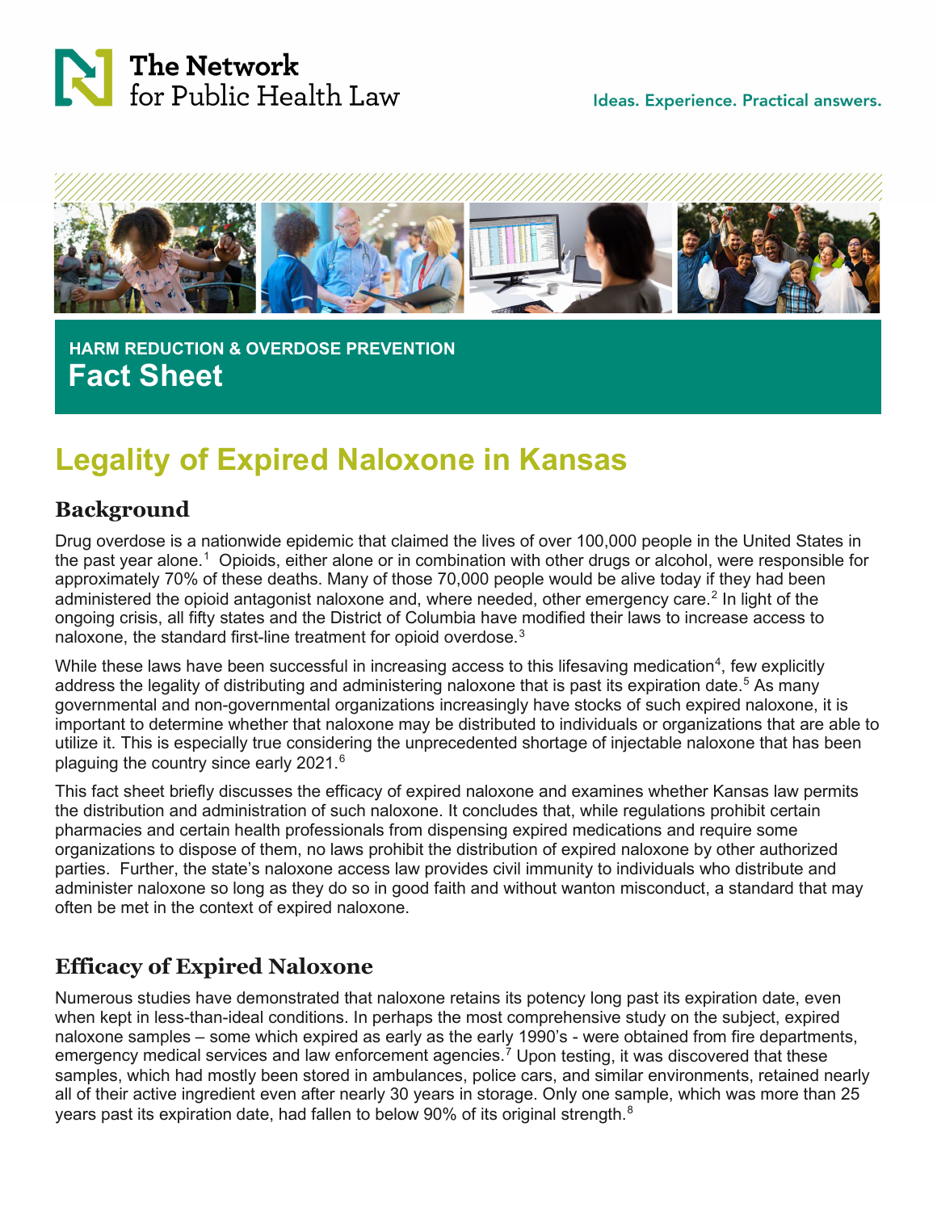The Network for Public Health Law

Ideas. Experience. Practical answers.

HARM REDUCTION & OVERDOSE PREVENTION

**Fact Sheet**

# Legality of Expired Naloxone in Kansas

## Background

Drug overdose is a nationwide epidemic that claimed the lives of over 100,000 people in the United States in the past year alone.[1] Opioids, either alone or in combination with other drugs or alcohol, were responsible for approximately 70% of these deaths. Many of those 70,000 people would be alive today if they had been administered the opioid antagonist naloxone and, where needed, other emergency care.[2] In light of the ongoing crisis, all fifty states and the District of Columbia have modified their laws to increase access to naloxone, the standard first-line treatment for opioid overdose.[3]

While these laws have been successful in increasing access to this lifesaving medication[4], few explicitly address the legality of distributing and administering naloxone that is past its expiration date.[5] As many governmental and non-governmental organizations increasingly have stocks of such expired naloxone, it is important to determine whether that naloxone may be distributed to individuals or organizations that are able to utilize it. This is especially true considering the unprecedented shortage of injectable naloxone that has been plaguing the country since early 2021.[6]

This fact sheet briefly discusses the efficacy of expired naloxone and examines whether Kansas law permits the distribution and administration of such naloxone. It concludes that, while regulations prohibit certain pharmacies and certain health professionals from dispensing expired medications and require some organizations to dispose of them, no laws prohibit the distribution of expired naloxone by other authorized parties. Further, the state's naloxone access law provides civil immunity to individuals who distribute and administer naloxone so long as they do so in good faith and without wanton misconduct, a standard that may often be met in the context of expired naloxone.

## Efficacy of Expired Naloxone

Numerous studies have demonstrated that naloxone retains its potency long past its expiration date, even when kept in less-than-ideal conditions. In perhaps the most comprehensive study on the subject, expired naloxone samples – some which expired as early as the early 1990's - were obtained from fire departments, emergency medical services and law enforcement agencies.[7] Upon testing, it was discovered that these samples, which had mostly been stored in ambulances, police cars, and similar environments, retained nearly all of their active ingredient even after nearly 30 years in storage. Only one sample, which was more than 25 years past its expiration date, had fallen to below 90% of its original strength.[8]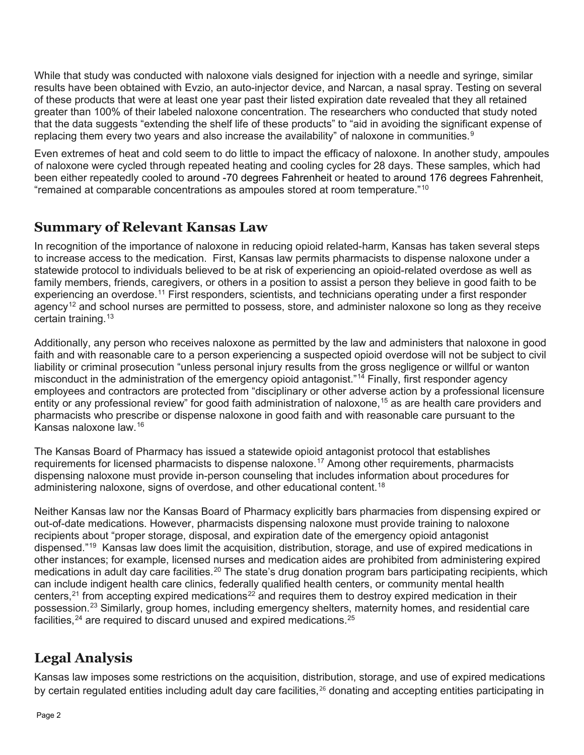While that study was conducted with naloxone vials designed for injection with a needle and syringe, similar results have been obtained with Evzio, an auto-injector device, and Narcan, a nasal spray. Testing on several of these products that were at least one year past their listed expiration date revealed that they all retained greater than 100% of their labeled naloxone concentration. The researchers who conducted that study noted that the data suggests "extending the shelf life of these products" to "aid in avoiding the significant expense of replacing them every two years and also increase the availability" of naloxone in communities.[9]

Even extremes of heat and cold seem to do little to impact the efficacy of naloxone. In another study, ampoules of naloxone were cycled through repeated heating and cooling cycles for 28 days. These samples, which had been either repeatedly cooled to around -70 degrees Fahrenheit or heated to around 176 degrees Fahrenheit, "remained at comparable concentrations as ampoules stored at room temperature."[10]

## Summary of Relevant Kansas Law

In recognition of the importance of naloxone in reducing opioid related-harm, Kansas has taken several steps to increase access to the medication. First, Kansas law permits pharmacists to dispense naloxone under a statewide protocol to individuals believed to be at risk of experiencing an opioid-related overdose as well as family members, friends, caregivers, or others in a position to assist a person they believe in good faith to be experiencing an overdose.[11] First responders, scientists, and technicians operating under a first responder agency[12] and school nurses are permitted to possess, store, and administer naloxone so long as they receive certain training.[13]

Additionally, any person who receives naloxone as permitted by the law and administers that naloxone in good faith and with reasonable care to a person experiencing a suspected opioid overdose will not be subject to civil liability or criminal prosecution "unless personal injury results from the gross negligence or willful or wanton misconduct in the administration of the emergency opioid antagonist."[14] Finally, first responder agency employees and contractors are protected from "disciplinary or other adverse action by a professional licensure entity or any professional review" for good faith administration of naloxone,[15] as are health care providers and pharmacists who prescribe or dispense naloxone in good faith and with reasonable care pursuant to the Kansas naloxone law.[16]

The Kansas Board of Pharmacy has issued a statewide opioid antagonist protocol that establishes requirements for licensed pharmacists to dispense naloxone.[17] Among other requirements, pharmacists dispensing naloxone must provide in-person counseling that includes information about procedures for administering naloxone, signs of overdose, and other educational content.[18]

Neither Kansas law nor the Kansas Board of Pharmacy explicitly bars pharmacies from dispensing expired or out-of-date medications. However, pharmacists dispensing naloxone must provide training to naloxone recipients about "proper storage, disposal, and expiration date of the emergency opioid antagonist dispensed."[19] Kansas law does limit the acquisition, distribution, storage, and use of expired medications in other instances; for example, licensed nurses and medication aides are prohibited from administering expired medications in adult day care facilities.[20] The state's drug donation program bars participating recipients, which can include indigent health care clinics, federally qualified health centers, or community mental health centers,[21] from accepting expired medications[22] and requires them to destroy expired medication in their possession.[23] Similarly, group homes, including emergency shelters, maternity homes, and residential care facilities,[24] are required to discard unused and expired medications.[25]

## Legal Analysis

Kansas law imposes some restrictions on the acquisition, distribution, storage, and use of expired medications by certain regulated entities including adult day care facilities,[26] donating and accepting entities participating in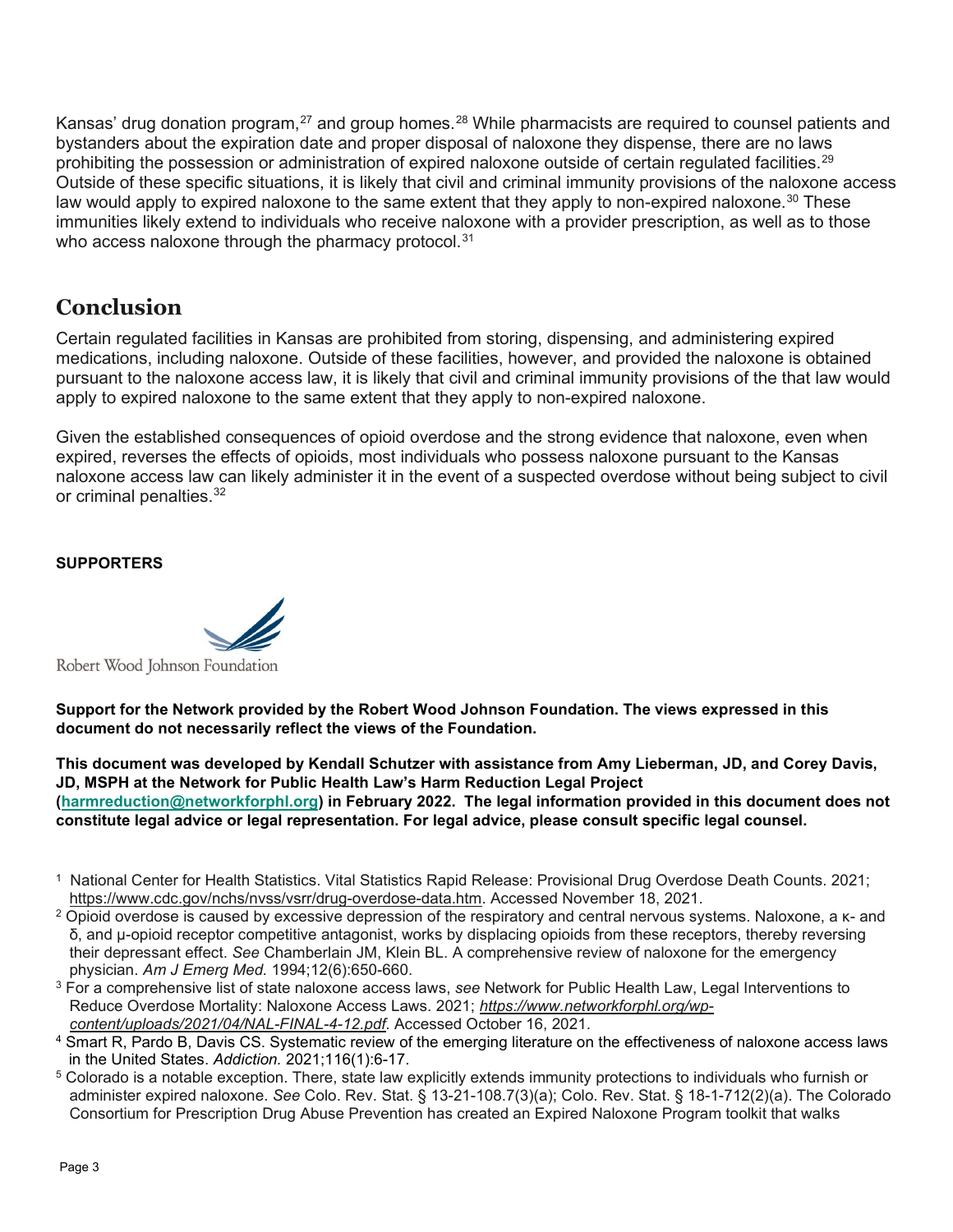Kansas' drug donation program,[27] and group homes.[28] While pharmacists are required to counsel patients and bystanders about the expiration date and proper disposal of naloxone they dispense, there are no laws prohibiting the possession or administration of expired naloxone outside of certain regulated facilities.[29] Outside of these specific situations, it is likely that civil and criminal immunity provisions of the naloxone access law would apply to expired naloxone to the same extent that they apply to non-expired naloxone.[30] These immunities likely extend to individuals who receive naloxone with a provider prescription, as well as to those who access naloxone through the pharmacy protocol.[31]

## Conclusion

Certain regulated facilities in Kansas are prohibited from storing, dispensing, and administering expired medications, including naloxone. Outside of these facilities, however, and provided the naloxone is obtained pursuant to the naloxone access law, it is likely that civil and criminal immunity provisions of the that law would apply to expired naloxone to the same extent that they apply to non-expired naloxone.

Given the established consequences of opioid overdose and the strong evidence that naloxone, even when expired, reverses the effects of opioids, most individuals who possess naloxone pursuant to the Kansas naloxone access law can likely administer it in the event of a suspected overdose without being subject to civil or criminal penalties.[32]

**SUPPORTERS**

Robert Wood Johnson Foundation

**Support for the Network provided by the Robert Wood Johnson Foundation. The views expressed in this document do not necessarily reflect the views of the Foundation.**

**This document was developed by Kendall Schutzer with assistance from Amy Lieberman, JD, and Corey Davis, JD, MSPH at the Network for Public Health Law's Harm Reduction Legal Project (harmreduction@networkforphl.org) in February 2022. The legal information provided in this document does not constitute legal advice or legal representation. For legal advice, please consult specific legal counsel.**

[1] National Center for Health Statistics. Vital Statistics Rapid Release: Provisional Drug Overdose Death Counts. 2021; https://www.cdc.gov/nchs/nvss/vsrr/drug-overdose-data.htm. Accessed November 18, 2021.

[2] Opioid overdose is caused by excessive depression of the respiratory and central nervous systems. Naloxone, a κ- and δ, and μ-opioid receptor competitive antagonist, works by displacing opioids from these receptors, thereby reversing their depressant effect. *See* Chamberlain JM, Klein BL. A comprehensive review of naloxone for the emergency physician. *Am J Emerg Med.* 1994;12(6):650-660.

[3] For a comprehensive list of state naloxone access laws, *see* Network for Public Health Law, Legal Interventions to Reduce Overdose Mortality: Naloxone Access Laws. 2021; *https://www.networkforphl.org/wp-content/uploads/2021/04/NAL-FINAL-4-12.pdf.* Accessed October 16, 2021.

[4] Smart R, Pardo B, Davis CS. Systematic review of the emerging literature on the effectiveness of naloxone access laws in the United States. *Addiction.* 2021;116(1):6-17.

[5] Colorado is a notable exception. There, state law explicitly extends immunity protections to individuals who furnish or administer expired naloxone. *See* Colo. Rev. Stat. § 13-21-108.7(3)(a); Colo. Rev. Stat. § 18-1-712(2)(a). The Colorado Consortium for Prescription Drug Abuse Prevention has created an Expired Naloxone Program toolkit that walks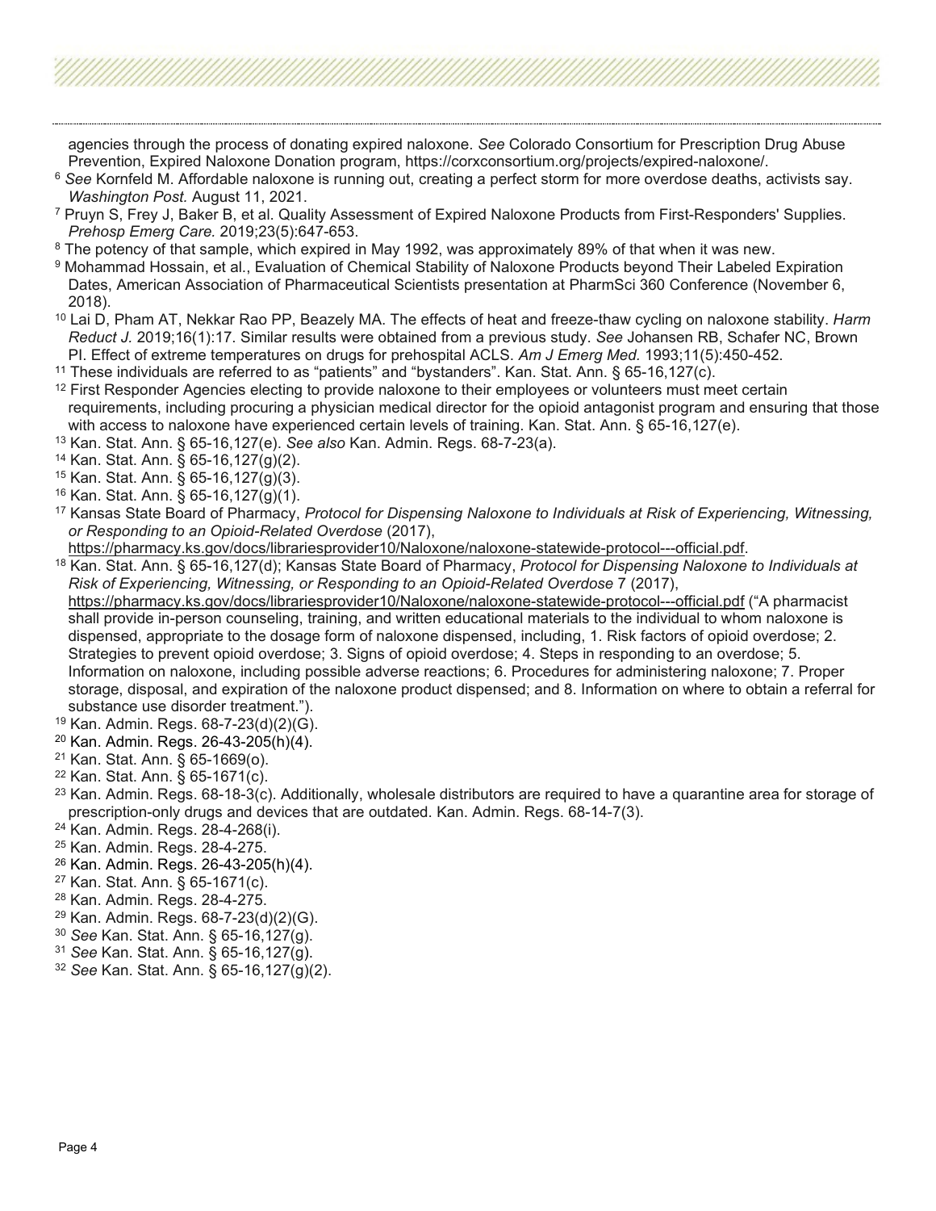agencies through the process of donating expired naloxone. *See* Colorado Consortium for Prescription Drug Abuse Prevention, Expired Naloxone Donation program, https://corxconsortium.org/projects/expired-naloxone/.

[6] *See* Kornfeld M. Affordable naloxone is running out, creating a perfect storm for more overdose deaths, activists say. *Washington Post.* August 11, 2021.

[7] Pruyn S, Frey J, Baker B, et al. Quality Assessment of Expired Naloxone Products from First-Responders' Supplies. *Prehosp Emerg Care.* 2019;23(5):647-653.

[8] The potency of that sample, which expired in May 1992, was approximately 89% of that when it was new.

[9] Mohammad Hossain, et al., Evaluation of Chemical Stability of Naloxone Products beyond Their Labeled Expiration Dates, American Association of Pharmaceutical Scientists presentation at PharmSci 360 Conference (November 6, 2018).

[10] Lai D, Pham AT, Nekkar Rao PP, Beazely MA. The effects of heat and freeze-thaw cycling on naloxone stability. *Harm Reduct J.* 2019;16(1):17. Similar results were obtained from a previous study. *See* Johansen RB, Schafer NC, Brown PI. Effect of extreme temperatures on drugs for prehospital ACLS. *Am J Emerg Med.* 1993;11(5):450-452.

[11] These individuals are referred to as "patients" and "bystanders". Kan. Stat. Ann. § 65-16,127(c).

[12] First Responder Agencies electing to provide naloxone to their employees or volunteers must meet certain requirements, including procuring a physician medical director for the opioid antagonist program and ensuring that those with access to naloxone have experienced certain levels of training. Kan. Stat. Ann. § 65-16,127(e).

[13] Kan. Stat. Ann. § 65-16,127(e). *See also* Kan. Admin. Regs. 68-7-23(a).

[14] Kan. Stat. Ann. § 65-16,127(g)(2).

[15] Kan. Stat. Ann. § 65-16,127(g)(3).

[16] Kan. Stat. Ann. § 65-16,127(g)(1).

[17] Kansas State Board of Pharmacy, *Protocol for Dispensing Naloxone to Individuals at Risk of Experiencing, Witnessing, or Responding to an Opioid-Related Overdose* (2017), https://pharmacy.ks.gov/docs/librariesprovider10/Naloxone/naloxone-statewide-protocol---official.pdf.

[18] Kan. Stat. Ann. § 65-16,127(d); Kansas State Board of Pharmacy, *Protocol for Dispensing Naloxone to Individuals at Risk of Experiencing, Witnessing, or Responding to an Opioid-Related Overdose* 7 (2017), https://pharmacy.ks.gov/docs/librariesprovider10/Naloxone/naloxone-statewide-protocol---official.pdf ("A pharmacist shall provide in-person counseling, training, and written educational materials to the individual to whom naloxone is dispensed, appropriate to the dosage form of naloxone dispensed, including, 1. Risk factors of opioid overdose; 2. Strategies to prevent opioid overdose; 3. Signs of opioid overdose; 4. Steps in responding to an overdose; 5. Information on naloxone, including possible adverse reactions; 6. Procedures for administering naloxone; 7. Proper storage, disposal, and expiration of the naloxone product dispensed; and 8. Information on where to obtain a referral for substance use disorder treatment.").

[19] Kan. Admin. Regs. 68-7-23(d)(2)(G).

[20] Kan. Admin. Regs. 26-43-205(h)(4).

[21] Kan. Stat. Ann. § 65-1669(o).

[22] Kan. Stat. Ann. § 65-1671(c).

[23] Kan. Admin. Regs. 68-18-3(c). Additionally, wholesale distributors are required to have a quarantine area for storage of prescription-only drugs and devices that are outdated. Kan. Admin. Regs. 68-14-7(3).

[24] Kan. Admin. Regs. 28-4-268(i).

[25] Kan. Admin. Regs. 28-4-275.

[26] Kan. Admin. Regs. 26-43-205(h)(4).

[27] Kan. Stat. Ann. § 65-1671(c).

[28] Kan. Admin. Regs. 28-4-275.

[29] Kan. Admin. Regs. 68-7-23(d)(2)(G).

[30] *See* Kan. Stat. Ann. § 65-16,127(g).

[31] *See* Kan. Stat. Ann. § 65-16,127(g).

[32] *See* Kan. Stat. Ann. § 65-16,127(g)(2).